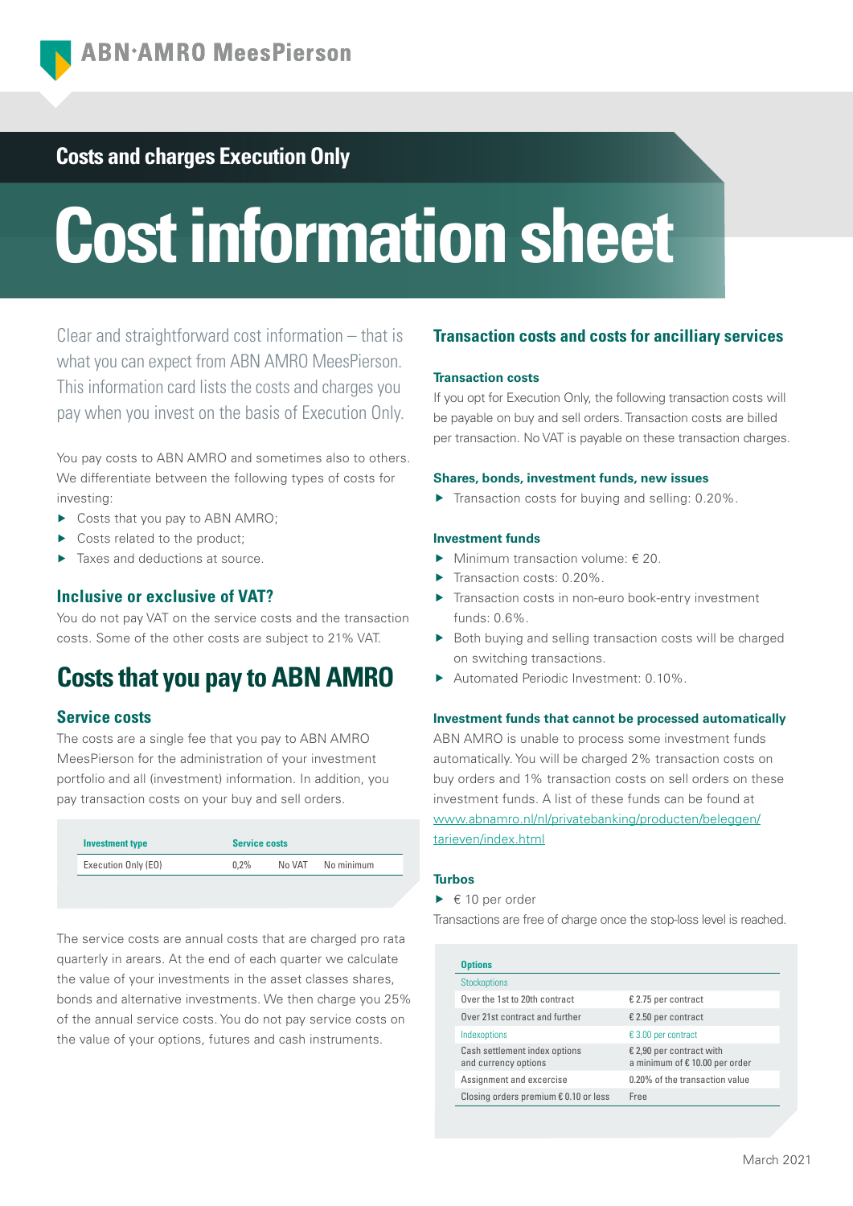ABN·AMRO MeesPierson

## Costs and charges Execution Only

# Cost information sheet

Clear and straightforward cost information – that is what you can expect from ABN AMRO MeesPierson. This information card lists the costs and charges you pay when you invest on the basis of Execution Only.

You pay costs to ABN AMRO and sometimes also to others. We differentiate between the following types of costs for investing:

- Costs that you pay to ABN AMRO;
- Costs related to the product;
- Taxes and deductions at source.

### Inclusive or exclusive of VAT?

You do not pay VAT on the service costs and the transaction costs. Some of the other costs are subject to 21% VAT.

## Costs that you pay to ABN AMRO

### Service costs

The costs are a single fee that you pay to ABN AMRO MeesPierson for the administration of your investment portfolio and all (investment) information. In addition, you pay transaction costs on your buy and sell orders.

| Investment type | Service costs | | |
|---|---|---|---|
| Execution Only (EO) | 0,2% | No VAT | No minimum |

The service costs are annual costs that are charged pro rata quarterly in arears. At the end of each quarter we calculate the value of your investments in the asset classes shares, bonds and alternative investments. We then charge you 25% of the annual service costs. You do not pay service costs on the value of your options, futures and cash instruments.

### Transaction costs and costs for ancillary services

#### Transaction costs

If you opt for Execution Only, the following transaction costs will be payable on buy and sell orders. Transaction costs are billed per transaction. No VAT is payable on these transaction charges.

#### Shares, bonds, investment funds, new issues

- Transaction costs for buying and selling: 0.20%.

#### Investment funds

- Minimum transaction volume: € 20.
- Transaction costs: 0.20%.
- Transaction costs in non-euro book-entry investment funds: 0.6%.
- Both buying and selling transaction costs will be charged on switching transactions.
- Automated Periodic Investment: 0.10%.

#### Investment funds that cannot be processed automatically

ABN AMRO is unable to process some investment funds automatically. You will be charged 2% transaction costs on buy orders and 1% transaction costs on sell orders on these investment funds. A list of these funds can be found at www.abnamro.nl/nl/privatebanking/producten/beleggen/tarieven/index.html

#### Turbos

- € 10 per order

Transactions are free of charge once the stop-loss level is reached.

| Options | |
|---|---|
| Stockoptions | |
| Over the 1st to 20th contract | € 2.75 per contract |
| Over 21st contract and further | € 2.50 per contract |
| Indexoptions | € 3.00 per contract |
| Cash settlement index options and currency options | € 2,90 per contract with a minimum of € 10.00 per order |
| Assignment and excercise | 0.20% of the transaction value |
| Closing orders premium € 0.10 or less | Free |

March 2021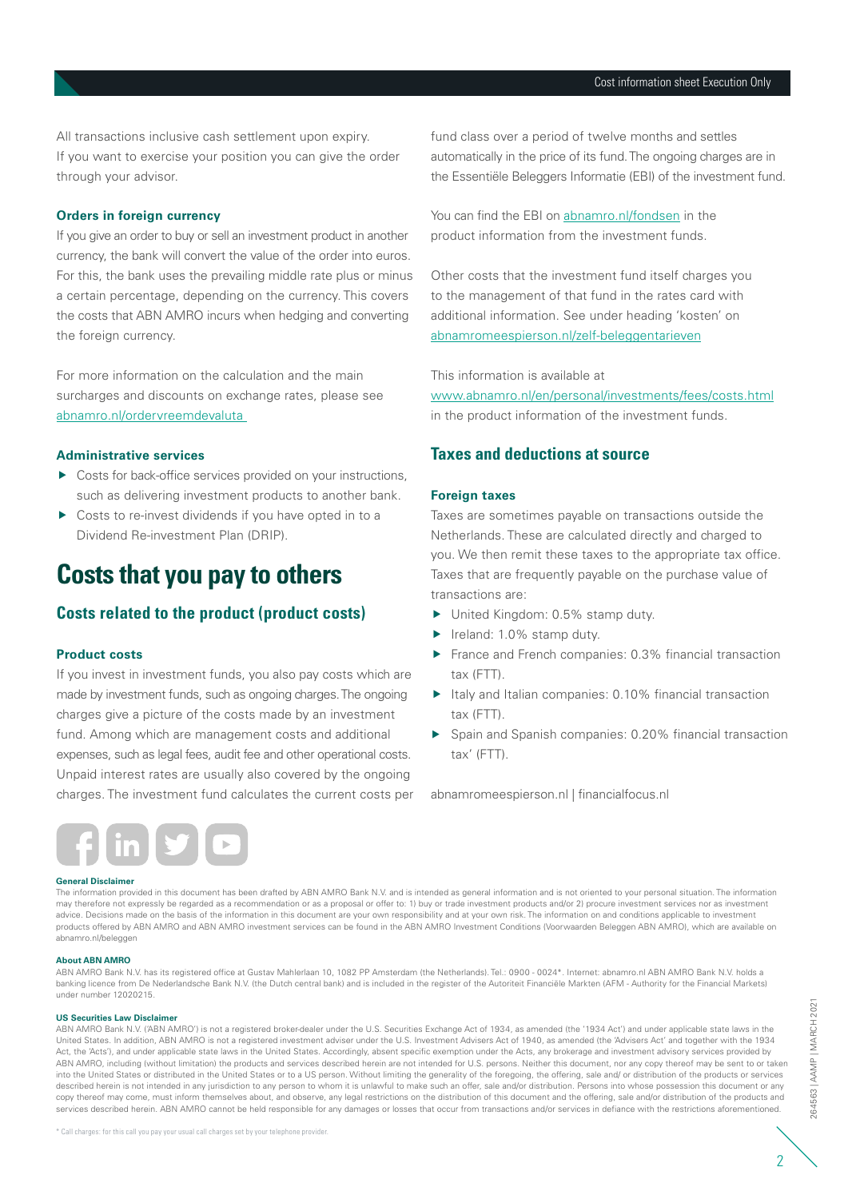All transactions inclusive cash settlement upon expiry. If you want to exercise your position you can give the order through your advisor.

#### Orders in foreign currency

If you give an order to buy or sell an investment product in another currency, the bank will convert the value of the order into euros. For this, the bank uses the prevailing middle rate plus or minus a certain percentage, depending on the currency. This covers the costs that ABN AMRO incurs when hedging and converting the foreign currency.

For more information on the calculation and the main surcharges and discounts on exchange rates, please see abnamro.nl/ordervreemdevaluta

#### Administrative services

- Costs for back-office services provided on your instructions, such as delivering investment products to another bank.
- Costs to re-invest dividends if you have opted in to a Dividend Re-investment Plan (DRIP).

# Costs that you pay to others

## Costs related to the product (product costs)

#### Product costs

If you invest in investment funds, you also pay costs which are made by investment funds, such as ongoing charges. The ongoing charges give a picture of the costs made by an investment fund. Among which are management costs and additional expenses, such as legal fees, audit fee and other operational costs. Unpaid interest rates are usually also covered by the ongoing charges. The investment fund calculates the current costs per fund class over a period of twelve months and settles automatically in the price of its fund. The ongoing charges are in the Essentiële Beleggers Informatie (EBI) of the investment fund.

You can find the EBI on abnamro.nl/fondsen in the product information from the investment funds.

Other costs that the investment fund itself charges you to the management of that fund in the rates card with additional information. See under heading 'kosten' on abnamromeespierson.nl/zelf-beleggentarieven

This information is available at www.abnamro.nl/en/personal/investments/fees/costs.html in the product information of the investment funds.

## Taxes and deductions at source

#### Foreign taxes

Taxes are sometimes payable on transactions outside the Netherlands. These are calculated directly and charged to you. We then remit these taxes to the appropriate tax office. Taxes that are frequently payable on the purchase value of transactions are:

- United Kingdom: 0.5% stamp duty.
- Ireland: 1.0% stamp duty.
- France and French companies: 0.3% financial transaction tax (FTT).
- Italy and Italian companies: 0.10% financial transaction tax (FTT).
- Spain and Spanish companies: 0.20% financial transaction tax' (FTT).

abnamromeespierson.nl | financialfocus.nl

**General Disclaimer**
The information provided in this document has been drafted by ABN AMRO Bank N.V. and is intended as general information and is not oriented to your personal situation. The information may therefore not expressly be regarded as a recommendation or as a proposal or offer to: 1) buy or trade investment products and/or 2) procure investment services nor as investment advice. Decisions made on the basis of the information in this document are your own responsibility and at your own risk. The information on and conditions applicable to investment products offered by ABN AMRO and ABN AMRO investment services can be found in the ABN AMRO Investment Conditions (Voorwaarden Beleggen ABN AMRO), which are available on abnamro.nl/beleggen

**About ABN AMRO**
ABN AMRO Bank N.V. has its registered office at Gustav Mahlerlaan 10, 1082 PP Amsterdam (the Netherlands). Tel.: 0900 - 0024*. Internet: abnamro.nl ABN AMRO Bank N.V. holds a banking licence from De Nederlandsche Bank N.V. (the Dutch central bank) and is included in the register of the Autoriteit Financiële Markten (AFM - Authority for the Financial Markets) under number 12020215.

**US Securities Law Disclaimer**
ABN AMRO Bank N.V. ('ABN AMRO') is not a registered broker-dealer under the U.S. Securities Exchange Act of 1934, as amended (the '1934 Act') and under applicable state laws in the United States. In addition, ABN AMRO is not a registered investment adviser under the U.S. Investment Advisers Act of 1940, as amended (the 'Advisers Act' and together with the 1934 Act, the 'Acts'), and under applicable state laws in the United States. Accordingly, absent specific exemption under the Acts, any brokerage and investment advisory services provided by ABN AMRO, including (without limitation) the products and services described herein are not intended for U.S. persons. Neither this document, nor any copy thereof may be sent to or taken into the United States or distributed in the United States or to a US person. Without limiting the generality of the foregoing, the offering, sale and/ or distribution of the products or services described herein is not intended in any jurisdiction to any person to whom it is unlawful to make such an offer, sale and/or distribution. Persons into whose possession this document or any copy thereof may come, must inform themselves about, and observe, any legal restrictions on the distribution of this document and the offering, sale and/or distribution of the products and services described herein. ABN AMRO cannot be held responsible for any damages or losses that occur from transactions and/or services in defiance with the restrictions aforementioned.

\* Call charges: for this call you pay your usual call charges set by your telephone provider.

264563 | AAMP | MARCH 2021